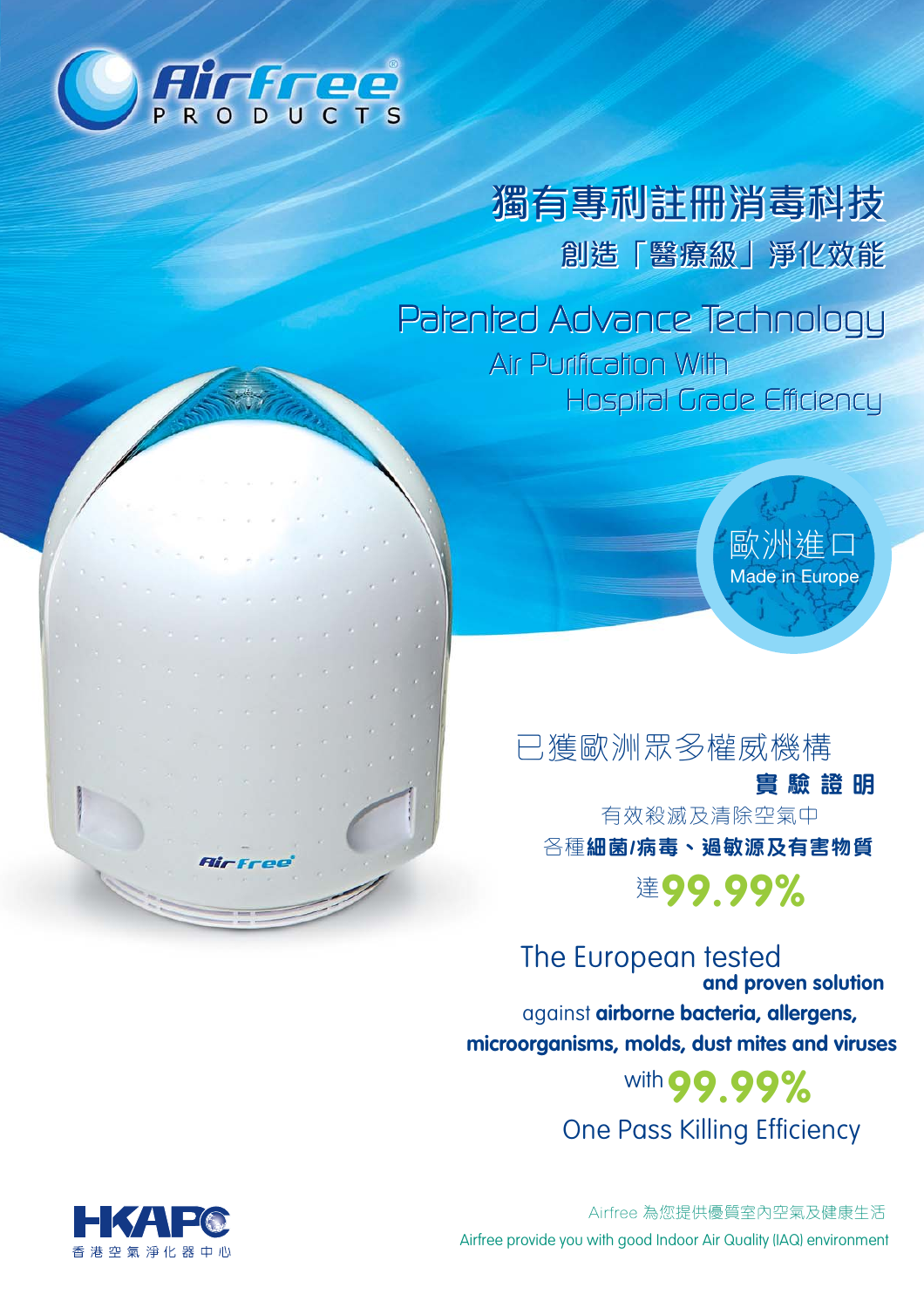# Airfree PRODUCTS

## 獨有專利註冊消毒科技

### 創造「醫療級」淨化效能

## Patented Advance Technology

### Air Purification With Hospital Grade Efficiency

歐洲進口
Made in Europe

已獲歐洲眾多權威機構
**實驗證明**
有效殺滅及清除空氣中
各種**細菌/病毒、過敏源及有害物質**
達**99.99%**

The European tested **and proven solution** against **airborne bacteria, allergens, microorganisms, molds, dust mites and viruses** with **99.99%** One Pass Killing Efficiency

HKAPC
香港空氣淨化器中心

Airfree 為您提供優質室內空氣及健康生活
Airfree provide you with good Indoor Air Quality (IAQ) environment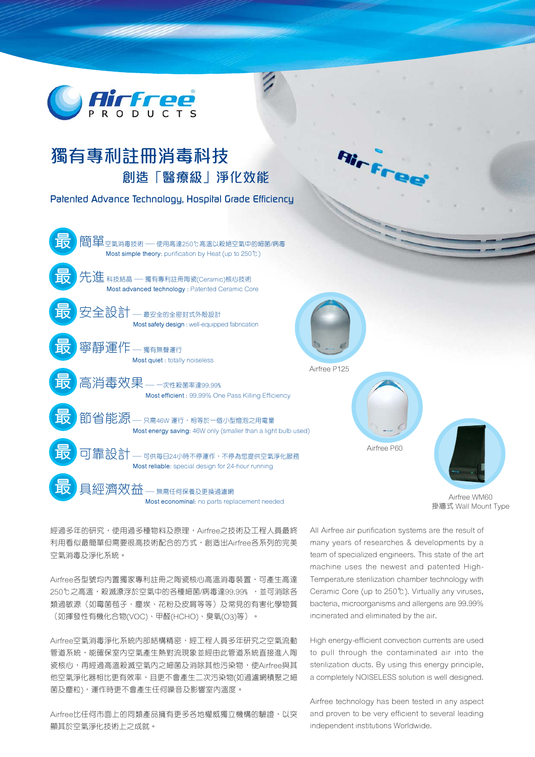Airfree PRODUCTS

# 獨有專利註冊消毒科技

## 創造「醫療級」淨化效能

## Patented Advance Technology, Hospital Grade Efficiency

**最 簡單** 空氣消毒技術 — 使用高達250℃高溫以殺絕空氣中的細菌/病毒
**Most simple theory:** purification by Heat (up to 250℃)

**最 先進** 科技結晶 — 獨有專利註冊陶瓷(Ceramic)核心技術
**Most advanced technology** : Patented Ceramic Core

**最 安全設計** — 最安全的全密封式外殼設計
**Most safety design** : well-equipped fabrication

**最 寧靜運作** — 獨有無聲運行
**Most quiet** : totally noiseless

**最 高消毒效果** — 一次性殺菌率達99.99%
**Most efficient** : 99.99% One Pass Killing Efficiency

**最 節省能源** — 只需46W 運行，相等於一個小型燈泡之用電量
**Most energy saving:** 46W only (smaller than a light bulb used)

**最 可靠設計** — 可供每日24小時不停運作，不停為您提供空氣淨化服務
**Most reliable:** special design for 24-hour running

**最 具經濟效益** — 無需任何保養及更換過濾網
**Most economical:** no parts replacement needed

Airfree P125

Airfree P60

Airfree WM60
掛牆式 Wall Mount Type

經過多年的研究，使用過多種物料及原理，Airfree之技術及工程人員最終利用看似最簡單但需要很高技術配合的方式，創造出Airfree各系列的完美空氣消毒及淨化系統。

Airfree各型號均內置獨家專利註冊之陶瓷核心高溫消毒裝置，可產生高達250℃之高溫，殺滅漂浮於空氣中的各種細菌/病毒達99.99% ，並可消除各類過敏源（如霉菌苞子、塵埃、花粉及皮屑等等）及常見的有害化學物質（如揮發性有機化合物(VOC)、甲醛(HCHO)、臭氧(O3)等）。

Airfree空氣消毒淨化系統內部結構精密，經工程人員多年研究之空氣流動管道系統，能確保室內空氣產生熱對流現象並經由此管道系統直接進入陶瓷核心，再經過高溫殺滅空氣內之細菌及消除其他污染物，使Airfree與其他空氣淨化器相比更有效率，且更不會產生二次污染物(如過濾網積聚之細菌及塵粒)，運作時更不會產生任何噪音及影響室內溫度。

Airfree比任何市面上的同類產品擁有更多各地權威獨立機構的驗證，以突顯其於空氣淨化技術上之成就。

All Airfree air purification systems are the result of many years of researches & developments by a team of specialized engineers. This state of the art machine uses the newest and patented High-Temperature sterilization chamber technology with Ceramic Core (up to 250℃). Virtually any viruses, bacteria, microorganisms and allergens are 99.99% incinerated and eliminated by the air.

High energy-efficient convection currents are used to pull through the contaminated air into the sterilization ducts. By using this energy principle, a completely NOISELESS solution is well designed.

Airfree technology has been tested in any aspect and proven to be very efficient to several leading independent institutions Worldwide.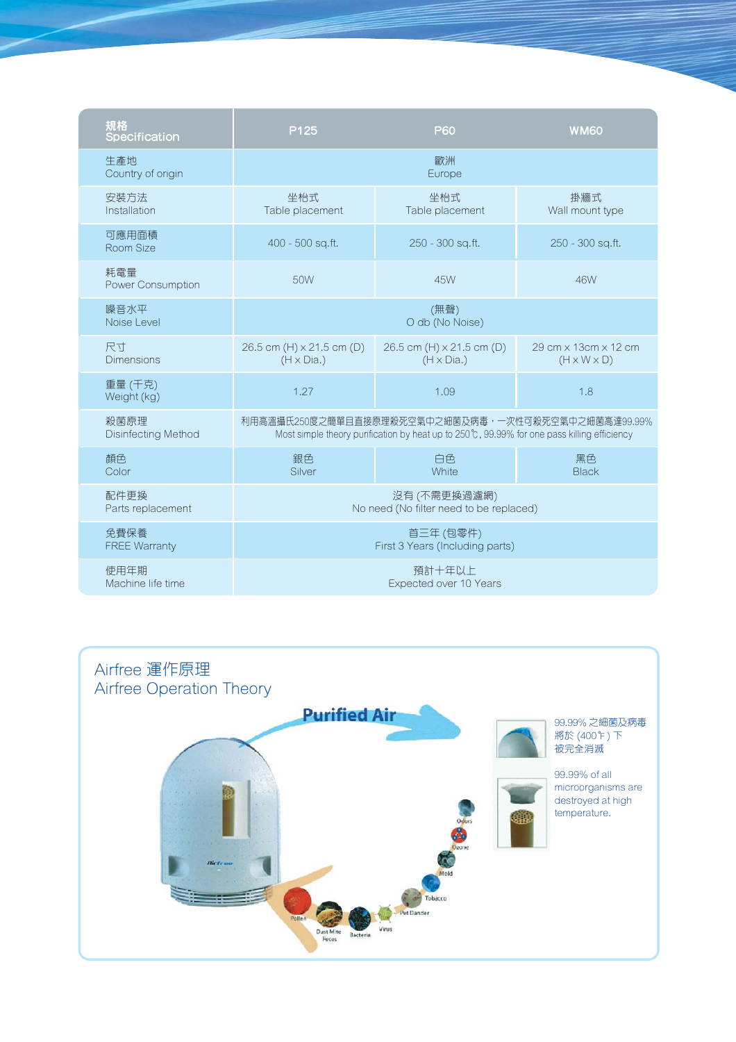| 規格<br>Specification | P125 | P60 | WM60 |
|---|---|---|---|
| 生產地<br>Country of origin | 歐洲<br>Europe | | |
| 安裝方法<br>Installation | 坐枱式<br>Table placement | 坐枱式<br>Table placement | 掛牆式<br>Wall mount type |
| 可應用面積<br>Room Size | 400 - 500 sq.ft. | 250 - 300 sq.ft. | 250 - 300 sq.ft. |
| 耗電量<br>Power Consumption | 50W | 45W | 46W |
| 噪音水平<br>Noise Level | (無聲)<br>O db (No Noise) | | |
| 尺寸<br>Dimensions | 26.5 cm (H) x 21.5 cm (D)<br>(H x Dia.) | 26.5 cm (H) x 21.5 cm (D)<br>(H x Dia.) | 29 cm x 13cm x 12 cm<br>(H x W x D) |
| 重量 (千克)<br>Weight (kg) | 1.27 | 1.09 | 1.8 |
| 殺菌原理<br>Disinfecting Method | 利用高溫攝氏250度之簡單且直接原理殺死空氣中之細菌及病毒，一次性可殺死空氣中之細菌高達99.99%<br>Most simple theory purification by heat up to 250℃, 99.99% for one pass killing efficiency | | |
| 顏色<br>Color | 銀色<br>Silver | 白色<br>White | 黑色<br>Black |
| 配件更換<br>Parts replacement | 沒有 (不需更換過濾網)<br>No need (No filter need to be replaced) | | |
| 免費保養<br>FREE Warranty | 首三年 (包零件)<br>First 3 Years (Including parts) | | |
| 使用年期<br>Machine life time | 預計十年以上<br>Expected over 10 Years | | |

## Airfree 運作原理
## Airfree Operation Theory

Purified Air

Odors, Ozone, Mold, Tobacco, Pet Dander, Virus, Bacteria, Dust Mite Feces, Pollen

99.99% 之細菌及病毒將於 (400℉) 下被完全消滅

99.99% of all microorganisms are destroyed at high temperature.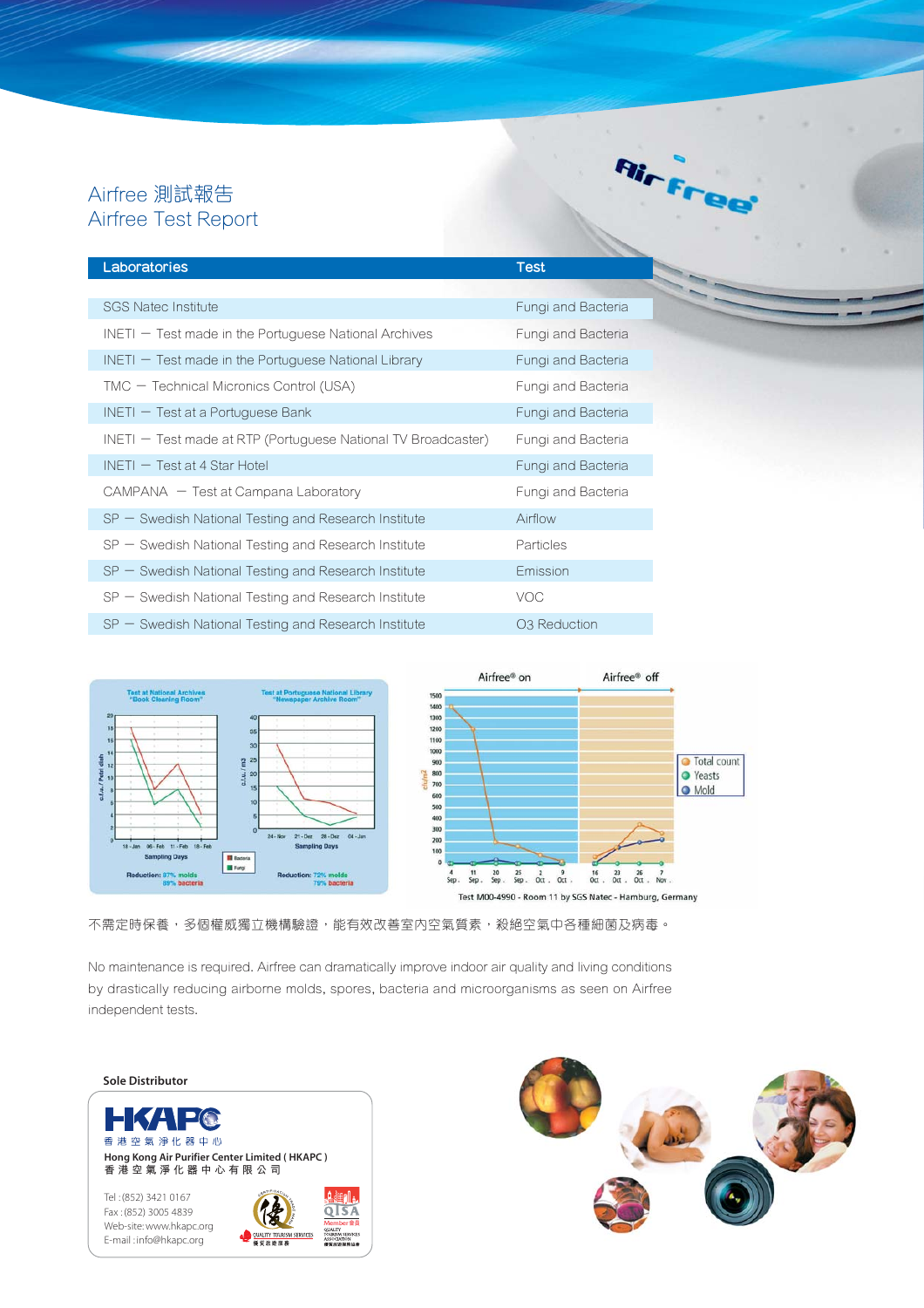# Airfree 測試報告
# Airfree Test Report

| Laboratories | Test |
| --- | --- |
| SGS Natec Institute | Fungi and Bacteria |
| INETI — Test made in the Portuguese National Archives | Fungi and Bacteria |
| INETI — Test made in the Portuguese National Library | Fungi and Bacteria |
| TMC — Technical Micronics Control (USA) | Fungi and Bacteria |
| INETI — Test at a Portuguese Bank | Fungi and Bacteria |
| INETI — Test made at RTP (Portuguese National TV Broadcaster) | Fungi and Bacteria |
| INETI — Test at 4 Star Hotel | Fungi and Bacteria |
| CAMPANA — Test at Campana Laboratory | Fungi and Bacteria |
| SP — Swedish National Testing and Research Institute | Airflow |
| SP — Swedish National Testing and Research Institute | Particles |
| SP — Swedish National Testing and Research Institute | Emission |
| SP — Swedish National Testing and Research Institute | VOC |
| SP — Swedish National Testing and Research Institute | O3 Reduction |

Test at National Archives
"Book Cleaning Room"

c.f.u. / Petri dish

18 - Jan 06 - Feb 11 - Feb 18 - Feb

Sampling Days

Reduction: 87% molds
89% bacteria

Test at Portuguese National Library
"Newspaper Archive Room"

c.f.u. / m3

24 - Nov 21 - Dez 28 - Dez 04 - Jan

Sampling Days

Reduction: 72% molds
79% bacteria

Bacteria
Fungi

Airfree® on Airfree® off

cfu/m2

Total count
Yeasts
Mold

4 Sep. 11 Sep. 20 Sep. 25 Sep. 2 Oct. 9 Oct. 16 Oct. 23 Oct. 26 Oct. 7 Nov.

Test M00-4990 - Room 11 by SGS Natec - Hamburg, Germany

不需定時保養，多個權威獨立機構驗證，能有效改善室內空氣質素，殺絕空氣中各種細菌及病毒。

No maintenance is required. Airfree can dramatically improve indoor air quality and living conditions by drastically reducing airborne molds, spores, bacteria and microorganisms as seen on Airfree independent tests.

**Sole Distributor**

HKAPC
香港空氣淨化器中心

**Hong Kong Air Purifier Center Limited ( HKAPC )**
**香港空氣淨化器中心有限公司**

Tel : (852) 3421 0167
Fax : (852) 3005 4839
Web-site: www.hkapc.org
E-mail : info@hkapc.org

QUALITY TOURISM SERVICES 優質旅遊服務

QTSA Member 會員